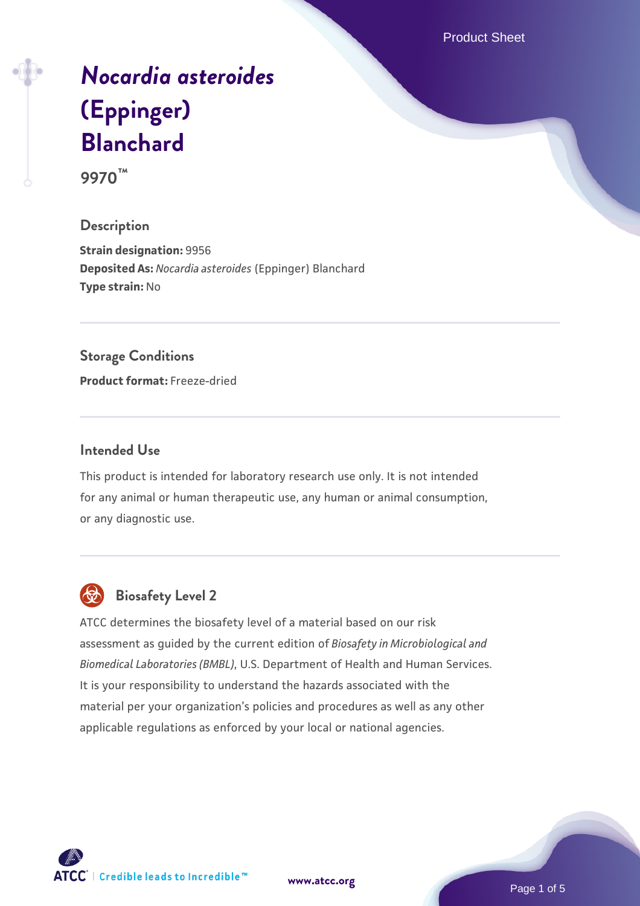# *Nocardia asteroides* (Eppinger) Blanchard

**9970™**

## Description

**Strain designation:** 9956
**Deposited As:** *Nocardia asteroides* (Eppinger) Blanchard
**Type strain:** No

## Storage Conditions

**Product format:** Freeze-dried

## Intended Use

This product is intended for laboratory research use only. It is not intended for any animal or human therapeutic use, any human or animal consumption, or any diagnostic use.

## Biosafety Level 2

ATCC determines the biosafety level of a material based on our risk assessment as guided by the current edition of *Biosafety in Microbiological and Biomedical Laboratories (BMBL)*, U.S. Department of Health and Human Services. It is your responsibility to understand the hazards associated with the material per your organization's policies and procedures as well as any other applicable regulations as enforced by your local or national agencies.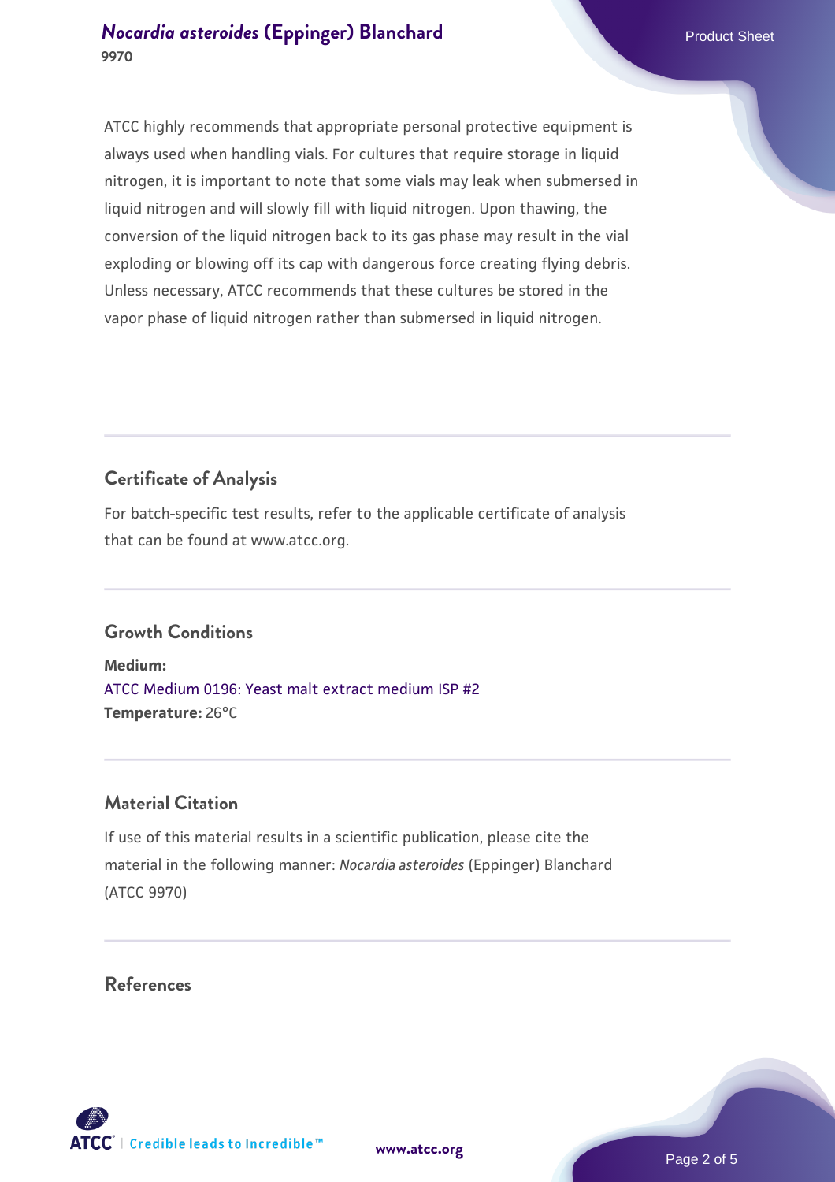ATCC highly recommends that appropriate personal protective equipment is always used when handling vials. For cultures that require storage in liquid nitrogen, it is important to note that some vials may leak when submersed in liquid nitrogen and will slowly fill with liquid nitrogen. Upon thawing, the conversion of the liquid nitrogen back to its gas phase may result in the vial exploding or blowing off its cap with dangerous force creating flying debris. Unless necessary, ATCC recommends that these cultures be stored in the vapor phase of liquid nitrogen rather than submersed in liquid nitrogen.

## Certificate of Analysis

For batch-specific test results, refer to the applicable certificate of analysis that can be found at www.atcc.org.

## Growth Conditions

**Medium:**
ATCC Medium 0196: Yeast malt extract medium ISP #2
**Temperature:** 26°C

## Material Citation

If use of this material results in a scientific publication, please cite the material in the following manner: *Nocardia asteroides* (Eppinger) Blanchard (ATCC 9970)

## References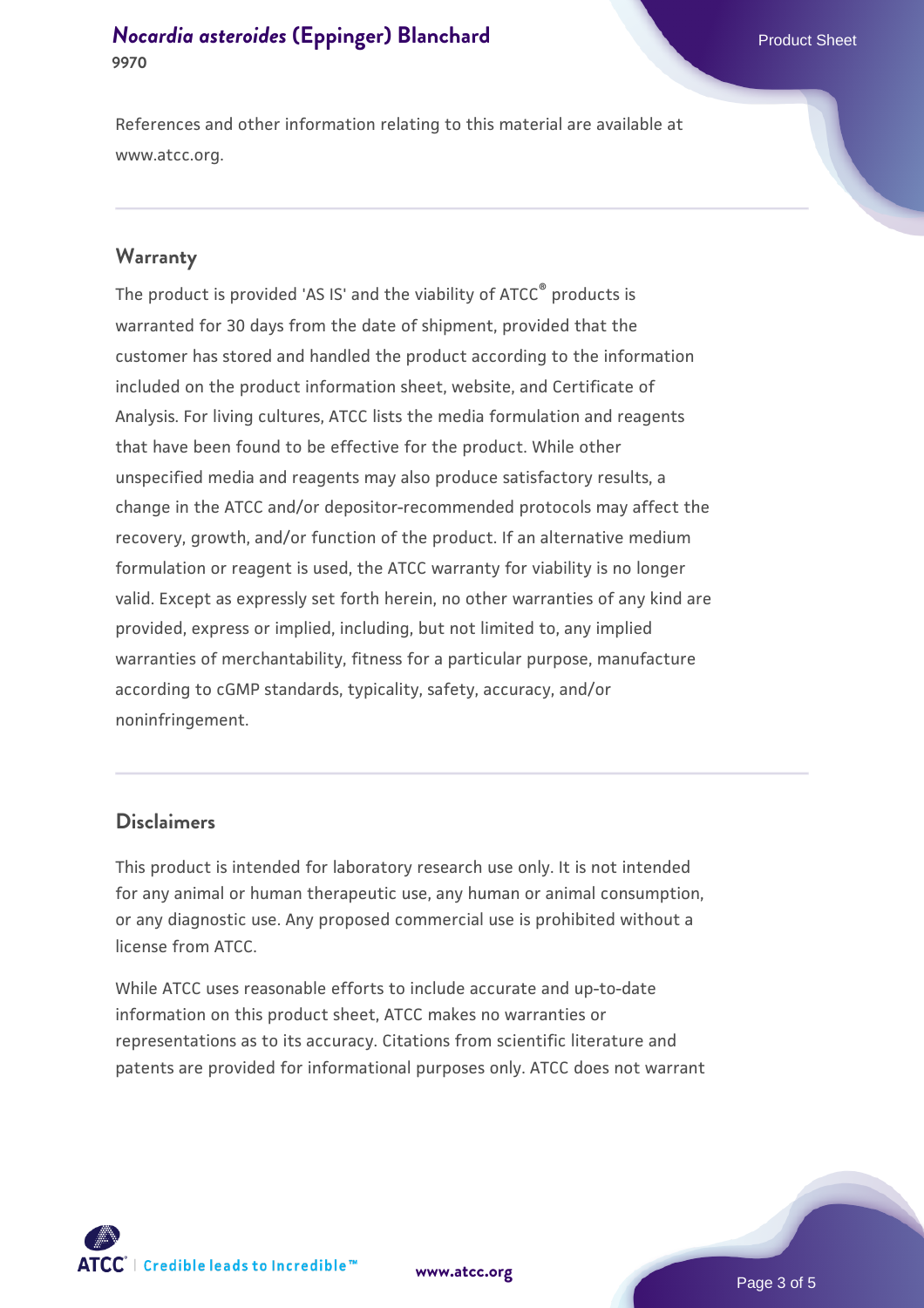References and other information relating to this material are available at www.atcc.org.

## Warranty

The product is provided 'AS IS' and the viability of ATCC® products is warranted for 30 days from the date of shipment, provided that the customer has stored and handled the product according to the information included on the product information sheet, website, and Certificate of Analysis. For living cultures, ATCC lists the media formulation and reagents that have been found to be effective for the product. While other unspecified media and reagents may also produce satisfactory results, a change in the ATCC and/or depositor-recommended protocols may affect the recovery, growth, and/or function of the product. If an alternative medium formulation or reagent is used, the ATCC warranty for viability is no longer valid. Except as expressly set forth herein, no other warranties of any kind are provided, express or implied, including, but not limited to, any implied warranties of merchantability, fitness for a particular purpose, manufacture according to cGMP standards, typicality, safety, accuracy, and/or noninfringement.

## Disclaimers

This product is intended for laboratory research use only. It is not intended for any animal or human therapeutic use, any human or animal consumption, or any diagnostic use. Any proposed commercial use is prohibited without a license from ATCC.

While ATCC uses reasonable efforts to include accurate and up-to-date information on this product sheet, ATCC makes no warranties or representations as to its accuracy. Citations from scientific literature and patents are provided for informational purposes only. ATCC does not warrant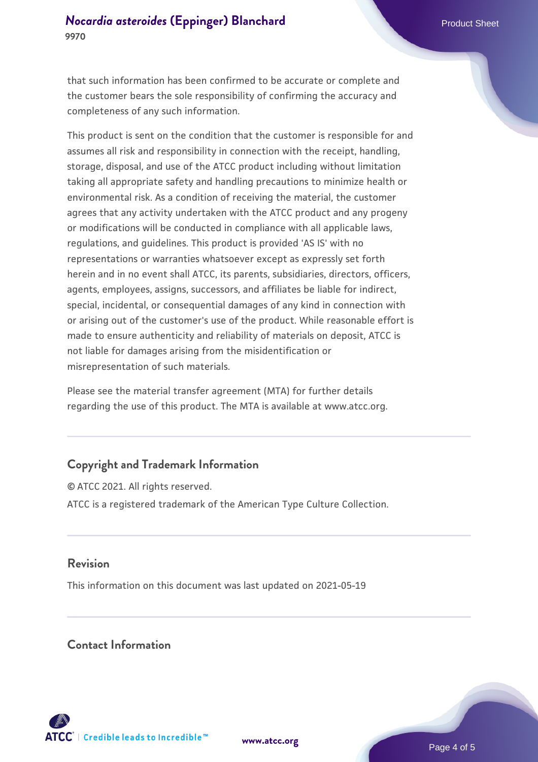that such information has been confirmed to be accurate or complete and the customer bears the sole responsibility of confirming the accuracy and completeness of any such information.

This product is sent on the condition that the customer is responsible for and assumes all risk and responsibility in connection with the receipt, handling, storage, disposal, and use of the ATCC product including without limitation taking all appropriate safety and handling precautions to minimize health or environmental risk. As a condition of receiving the material, the customer agrees that any activity undertaken with the ATCC product and any progeny or modifications will be conducted in compliance with all applicable laws, regulations, and guidelines. This product is provided 'AS IS' with no representations or warranties whatsoever except as expressly set forth herein and in no event shall ATCC, its parents, subsidiaries, directors, officers, agents, employees, assigns, successors, and affiliates be liable for indirect, special, incidental, or consequential damages of any kind in connection with or arising out of the customer's use of the product. While reasonable effort is made to ensure authenticity and reliability of materials on deposit, ATCC is not liable for damages arising from the misidentification or misrepresentation of such materials.

Please see the material transfer agreement (MTA) for further details regarding the use of this product. The MTA is available at www.atcc.org.

## Copyright and Trademark Information

© ATCC 2021. All rights reserved.

ATCC is a registered trademark of the American Type Culture Collection.

## Revision

This information on this document was last updated on 2021-05-19

## Contact Information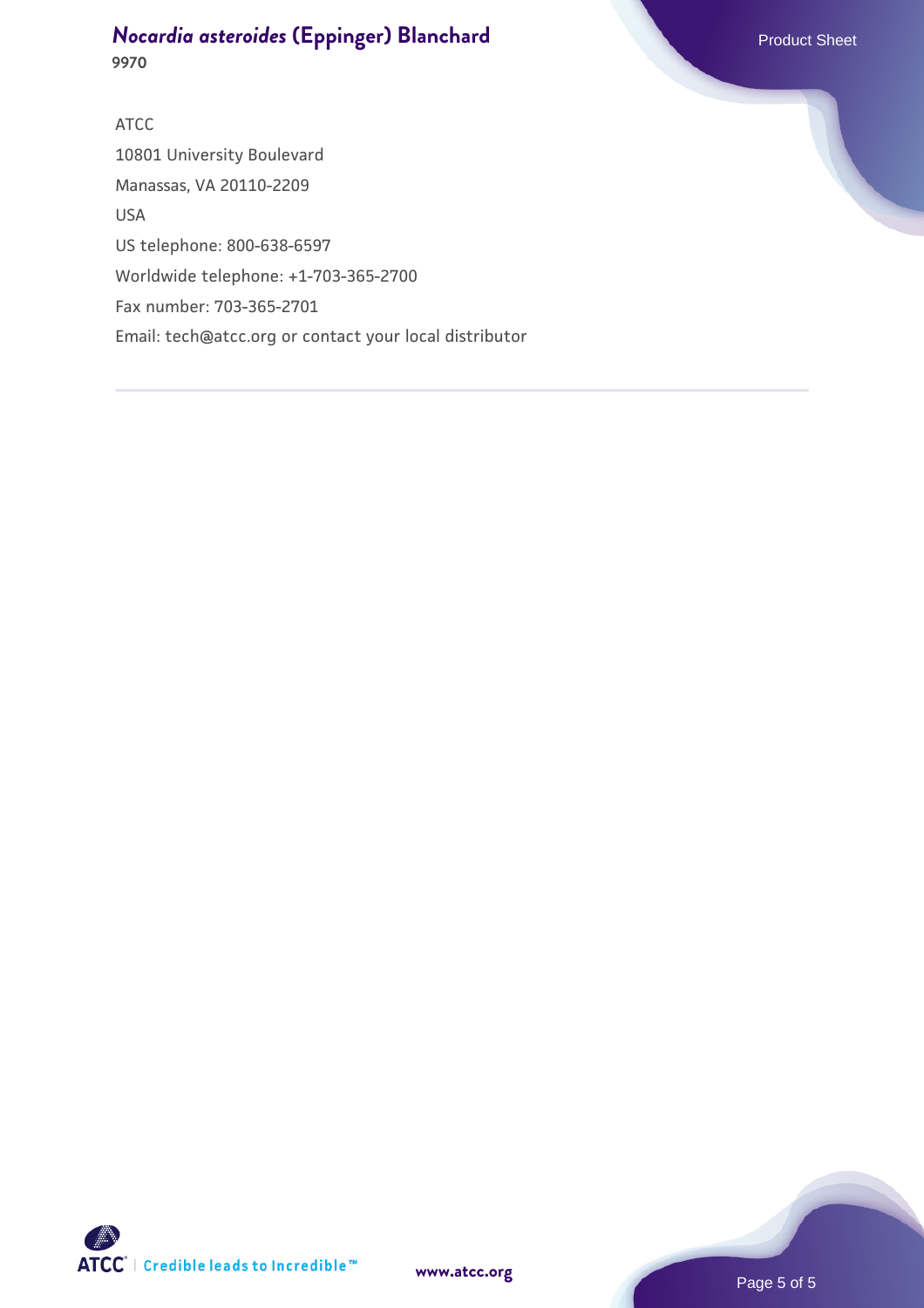ATCC

10801 University Boulevard

Manassas, VA 20110-2209

USA

US telephone: 800-638-6597

Worldwide telephone: +1-703-365-2700

Fax number: 703-365-2701

Email: tech@atcc.org or contact your local distributor